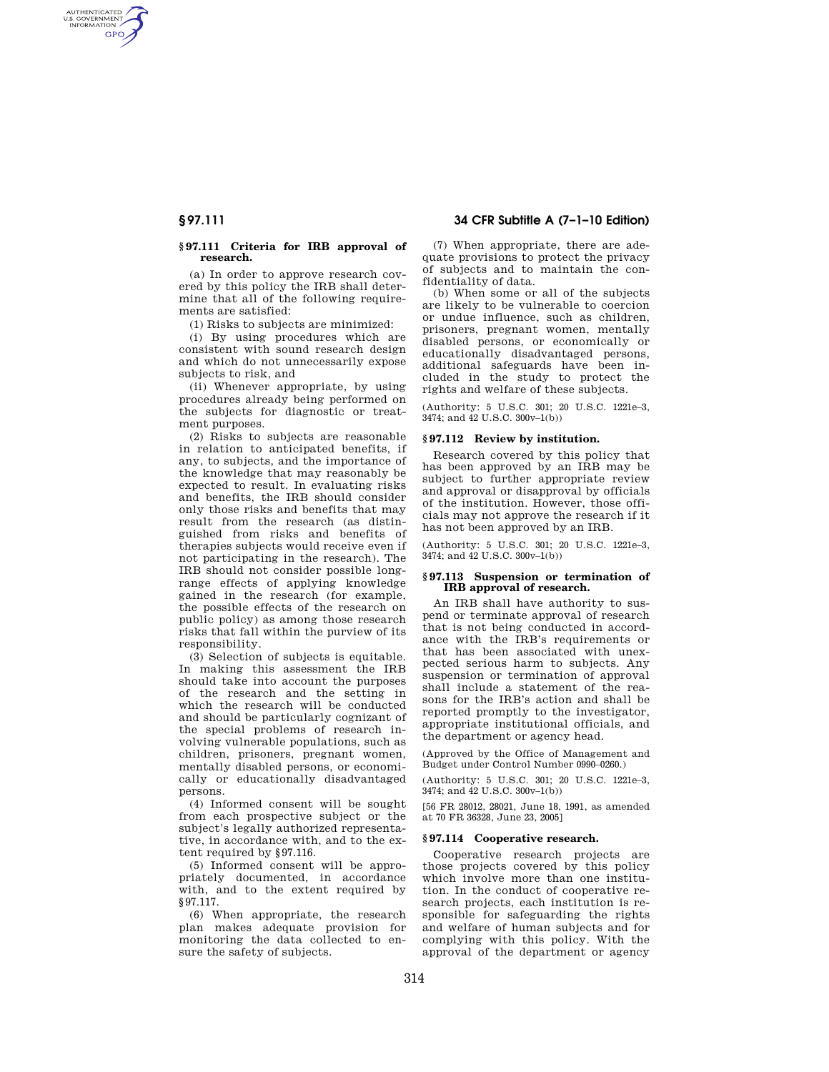### § 97.111 Criteria for IRB approval of research.

(a) In order to approve research covered by this policy the IRB shall determine that all of the following requirements are satisfied:

(1) Risks to subjects are minimized:

(i) By using procedures which are consistent with sound research design and which do not unnecessarily expose subjects to risk, and

(ii) Whenever appropriate, by using procedures already being performed on the subjects for diagnostic or treatment purposes.

(2) Risks to subjects are reasonable in relation to anticipated benefits, if any, to subjects, and the importance of the knowledge that may reasonably be expected to result. In evaluating risks and benefits, the IRB should consider only those risks and benefits that may result from the research (as distinguished from risks and benefits of therapies subjects would receive even if not participating in the research). The IRB should not consider possible long-range effects of applying knowledge gained in the research (for example, the possible effects of the research on public policy) as among those research risks that fall within the purview of its responsibility.

(3) Selection of subjects is equitable. In making this assessment the IRB should take into account the purposes of the research and the setting in which the research will be conducted and should be particularly cognizant of the special problems of research involving vulnerable populations, such as children, prisoners, pregnant women, mentally disabled persons, or economically or educationally disadvantaged persons.

(4) Informed consent will be sought from each prospective subject or the subject's legally authorized representative, in accordance with, and to the extent required by §97.116.

(5) Informed consent will be appropriately documented, in accordance with, and to the extent required by §97.117.

(6) When appropriate, the research plan makes adequate provision for monitoring the data collected to ensure the safety of subjects.

(7) When appropriate, there are adequate provisions to protect the privacy of subjects and to maintain the confidentiality of data.

(b) When some or all of the subjects are likely to be vulnerable to coercion or undue influence, such as children, prisoners, pregnant women, mentally disabled persons, or economically or educationally disadvantaged persons, additional safeguards have been included in the study to protect the rights and welfare of these subjects.

(Authority: 5 U.S.C. 301; 20 U.S.C. 1221e–3, 3474; and 42 U.S.C. 300v–1(b))

### § 97.112 Review by institution.

Research covered by this policy that has been approved by an IRB may be subject to further appropriate review and approval or disapproval by officials of the institution. However, those officials may not approve the research if it has not been approved by an IRB.

(Authority: 5 U.S.C. 301; 20 U.S.C. 1221e–3, 3474; and 42 U.S.C. 300v–1(b))

### § 97.113 Suspension or termination of IRB approval of research.

An IRB shall have authority to suspend or terminate approval of research that is not being conducted in accordance with the IRB's requirements or that has been associated with unexpected serious harm to subjects. Any suspension or termination of approval shall include a statement of the reasons for the IRB's action and shall be reported promptly to the investigator, appropriate institutional officials, and the department or agency head.

(Approved by the Office of Management and Budget under Control Number 0990–0260.)

(Authority: 5 U.S.C. 301; 20 U.S.C. 1221e–3, 3474; and 42 U.S.C. 300v–1(b))

[56 FR 28012, 28021, June 18, 1991, as amended at 70 FR 36328, June 23, 2005]

### § 97.114 Cooperative research.

Cooperative research projects are those projects covered by this policy which involve more than one institution. In the conduct of cooperative research projects, each institution is responsible for safeguarding the rights and welfare of human subjects and for complying with this policy. With the approval of the department or agency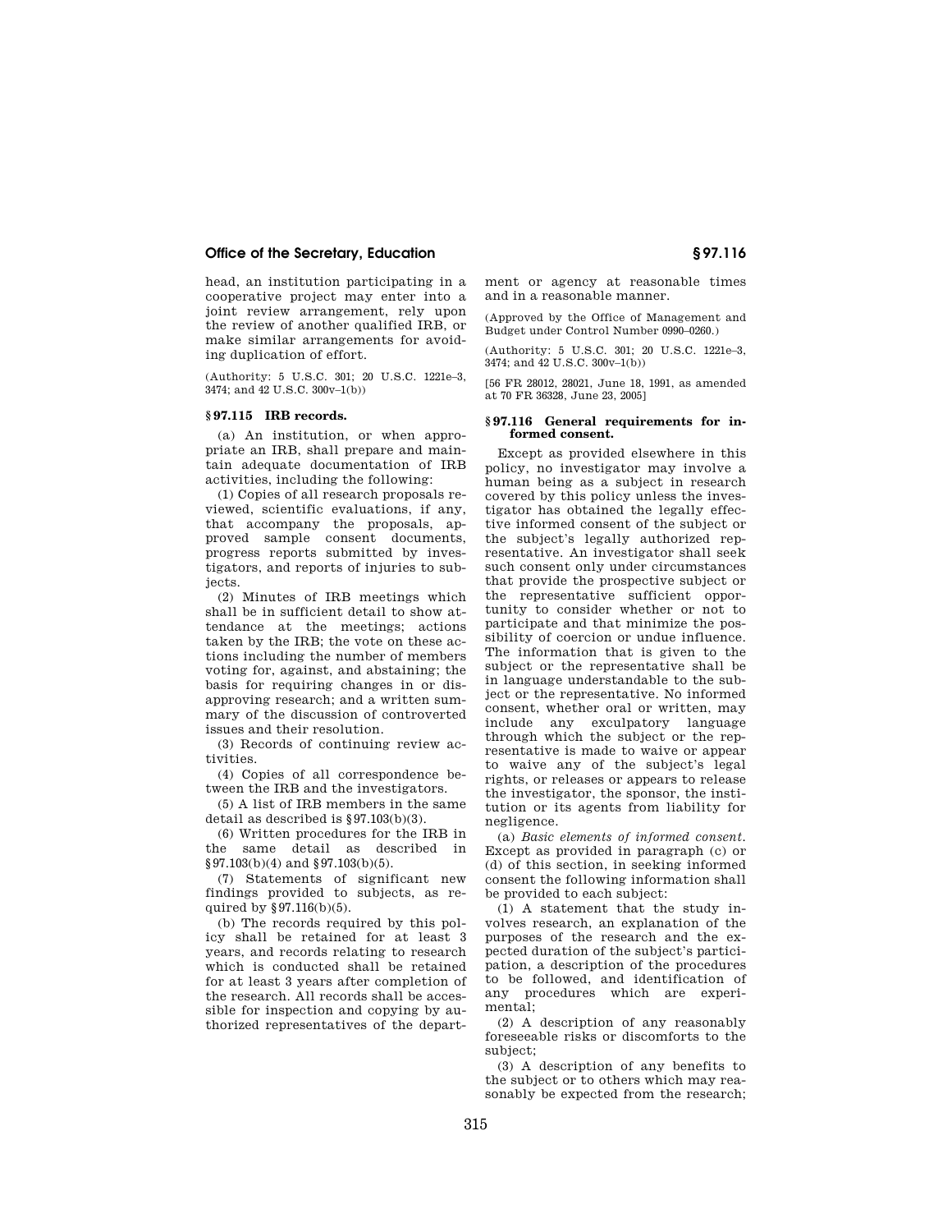head, an institution participating in a cooperative project may enter into a joint review arrangement, rely upon the review of another qualified IRB, or make similar arrangements for avoiding duplication of effort.

(Authority: 5 U.S.C. 301; 20 U.S.C. 1221e–3, 3474; and 42 U.S.C. 300v–1(b))

### § 97.115 IRB records.

(a) An institution, or when appropriate an IRB, shall prepare and maintain adequate documentation of IRB activities, including the following:

(1) Copies of all research proposals reviewed, scientific evaluations, if any, that accompany the proposals, approved sample consent documents, progress reports submitted by investigators, and reports of injuries to subjects.

(2) Minutes of IRB meetings which shall be in sufficient detail to show attendance at the meetings; actions taken by the IRB; the vote on these actions including the number of members voting for, against, and abstaining; the basis for requiring changes in or disapproving research; and a written summary of the discussion of controverted issues and their resolution.

(3) Records of continuing review activities.

(4) Copies of all correspondence between the IRB and the investigators.

(5) A list of IRB members in the same detail as described is §97.103(b)(3).

(6) Written procedures for the IRB in the same detail as described in §97.103(b)(4) and §97.103(b)(5).

(7) Statements of significant new findings provided to subjects, as required by §97.116(b)(5).

(b) The records required by this policy shall be retained for at least 3 years, and records relating to research which is conducted shall be retained for at least 3 years after completion of the research. All records shall be accessible for inspection and copying by authorized representatives of the department or agency at reasonable times and in a reasonable manner.

(Approved by the Office of Management and Budget under Control Number 0990–0260.)

(Authority: 5 U.S.C. 301; 20 U.S.C. 1221e–3, 3474; and 42 U.S.C. 300v–1(b))

[56 FR 28012, 28021, June 18, 1991, as amended at 70 FR 36328, June 23, 2005]

### § 97.116 General requirements for informed consent.

Except as provided elsewhere in this policy, no investigator may involve a human being as a subject in research covered by this policy unless the investigator has obtained the legally effective informed consent of the subject or the subject's legally authorized representative. An investigator shall seek such consent only under circumstances that provide the prospective subject or the representative sufficient opportunity to consider whether or not to participate and that minimize the possibility of coercion or undue influence. The information that is given to the subject or the representative shall be in language understandable to the subject or the representative. No informed consent, whether oral or written, may include any exculpatory language through which the subject or the representative is made to waive or appear to waive any of the subject's legal rights, or releases or appears to release the investigator, the sponsor, the institution or its agents from liability for negligence.

(a) *Basic elements of informed consent.* Except as provided in paragraph (c) or (d) of this section, in seeking informed consent the following information shall be provided to each subject:

(1) A statement that the study involves research, an explanation of the purposes of the research and the expected duration of the subject's participation, a description of the procedures to be followed, and identification of any procedures which are experimental;

(2) A description of any reasonably foreseeable risks or discomforts to the subject;

(3) A description of any benefits to the subject or to others which may reasonably be expected from the research;